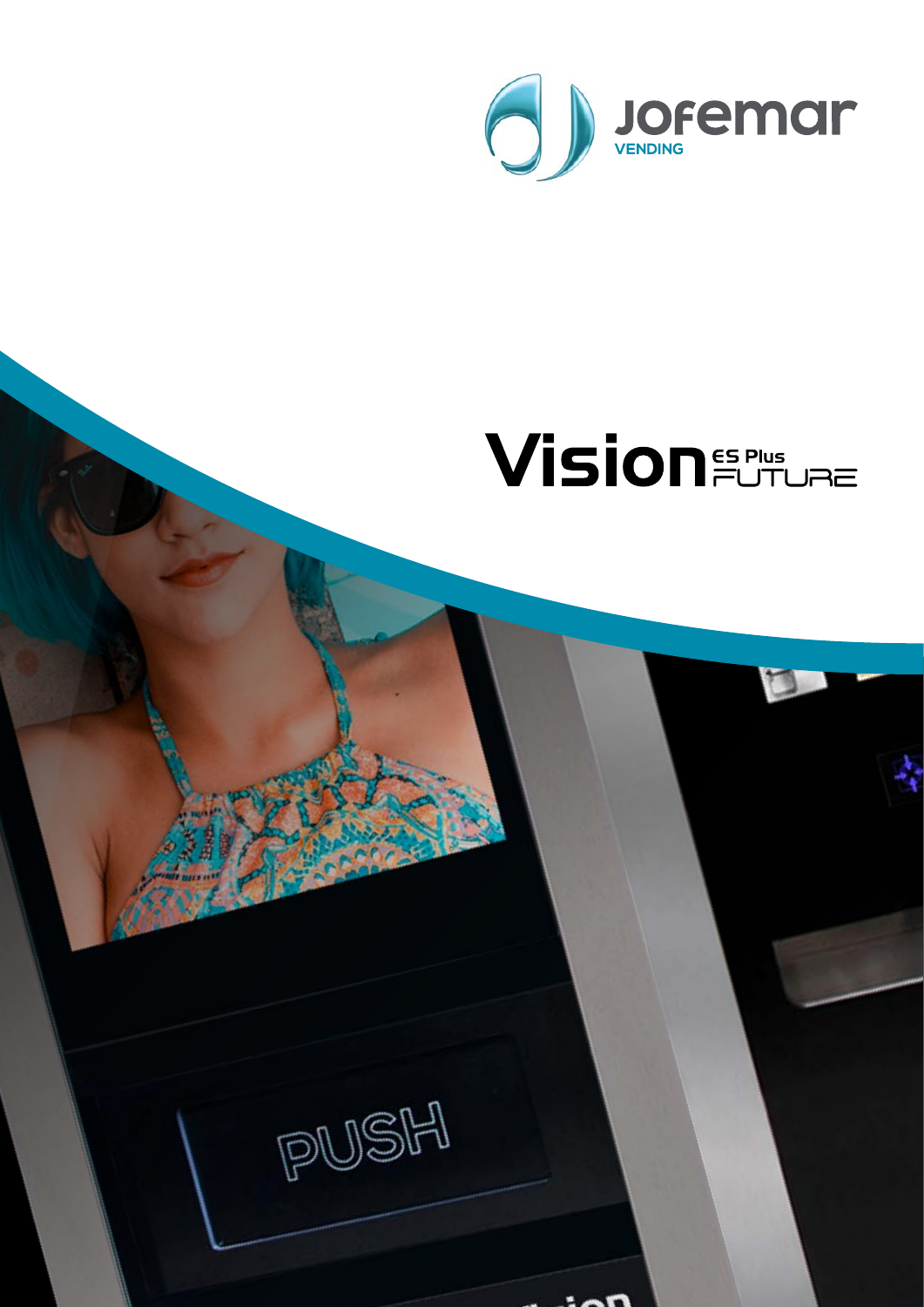Jofemar
VENDING

# Vision ES Plus FUTURE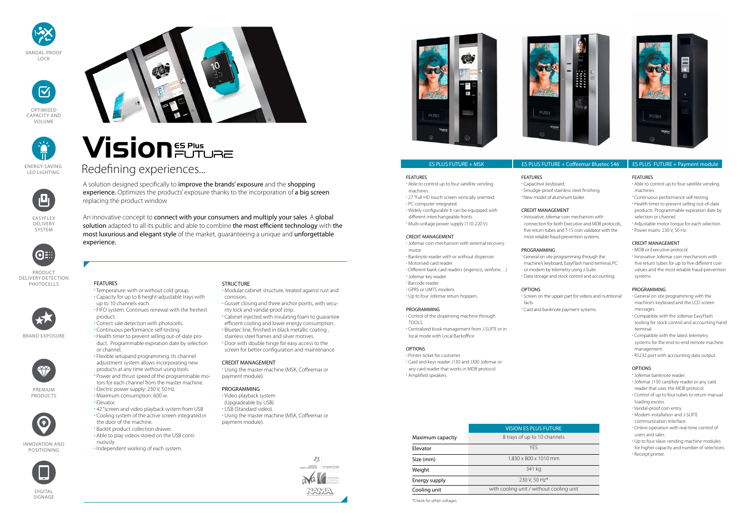VANDAL-PROOF LOCK

OPTIMISED CAPACITY AND VOLUME

ENERGY-SAVING LED LIGHTING

EASYFLEX DELIVERY SYSTEM

PRODUCT DELIVERY DETECTION PHOTOCELLS

BRAND EXPOSURE

PREMIUM PRODUCTS

INNOVATION AND POSITIONING

DIGITAL SIGNAGE

# Vision ES Plus FUTURE

## Redefining experiences...

A solution designed specifically to **improve the brands' exposure** and the **shopping experience.** Optimizes the products' exposure thanks to the incorporation of **a big screen** replacing the product window

An innovative concept to **connect with your consumers and multiply your sales**. A **global solution** adapted to all its public and able to combine **the most efficient technology** with **the most luxurious and elegant style** of the market, guaranteeing a unique and **unforgettable experience.**

### FEATURES

- Temperature: with or without cold group.
- Capacity for up to 8 height-adjustable trays with up to 10 channels each.
- FIFO system. Continues renewal with the freshest product.
- Correct sale detection with photocells.
- Continuous performance self-testing.
- Health timer to prevent selling out-of-date product. Programmable expiration date by selection or channel.
- Flexible setupand programming. Its channel adjustment system allows incorporating new products at any time without using tools.
- Power and thrust speed of the programmable motors for each channel from the master machine.
- Electric power supply: 230 V, 50 Hz.
- Maximum consumption: 600 w.
- Elevator.
- 42 "screen and video playback system from USB
- Cooling system of the active screen integrated in the door of the machine.
- Backlit product collection drawer.
- Able to play videos stored on the USB continuously.
- Independent working of each system.

### STRUCTURE

- Modular cabinet structure, treated against rust and corrosion.
- Gusset closing and three anchor points, with security lock and vandal-proof strip.
- Cabinet injected with insulating foam to guarantee efficient cooling and lower energy consumption.
- Bluetec line, finished in black metallic coating , stainless steel frames and silver motives.
- Door with double hinge for easy access to the screen for better configuration and maintenance

### CREDIT MANAGEMENT

- Using the master machine (MSK, Coffeemar or payment module).

### PROGRAMMING

- Video playback system (Upgradeable by USB)
- USB (Standard video).
- Using the master machine (MSK, Coffeemar or payment module).

member

## ES PLUS FUTURE + MSK

### FEATURES

- Able to control up to four satellite vending machines.
- 27 "Full HD touch screen vertically oriented.
- PC computer integrated.
- Widely configurable It can be equipped with different interchangeable fronts.
- Multi-voltage power supply (110-220 V).

### CREDIT MANAGEMENT

- Jofemar coin mechanism with external recovery motor.
- Banknote reader with or without dispenser.
- Motorised card reader.
- Different bank card readers (ingenico, verifone…).
- Jofemar key reader.
- Barcode reader.
- GPRS or UMTS modem.
- Up to four Jofemar return hoppers.

### PROGRAMMING

- Control of the dispensing machine through TOOLS.
- Centralized kiosk management from J-SUITE or in local mode with Local Backoffice.

### OPTIONS

- Printer ticket for customer.
- Card and keys reader J130 and J300 Jofemar or any card reader that works in MDB protocol.
- Amplified speakers.

## ES PLUS FUTURE + Coffeemar Bluetec 546

### FEATURES

- Capacitive keyboard.
- Smudge-proof stainless steel finishing.
- New model of aluminum boiler.

### CREDIT MANAGEMENT

- Innovative Jofemar coin mechanism with connection for both Executive and MDB protocols, five return tubes and T-15 coin validator with the most reliable fraud-prevention systems.

### PROGRAMMING

- General on site programming through the machine's keyboard, EasyFlash hand terminal, PC or modem by telemetry using J-Suite.
- Data storage and stock control and accounting.

### OPTIONS

- Screen on the upper part for videos and nutritional facts.
- Card and banknote payment systems.

## ES PLUS FUTURE + Payment module

### FEATURES

- Able to control up to four satellite vending machines.
- Continuous performance self-testing.
- Health timer to prevent selling out-of-date products. Programmable expiration date by selection or channel.
- Adjustable motor torque for each selection.
- Power mains: 230 V, 50 Hz.

### CREDIT MANAGEMENT

- MDB or Executive protocol.
- Innovative Jofemar coin mechanism with five return tubes for up to five different coin values and the most reliable fraud-prevention systems.

### PROGRAMMING

- General on site programming with the machine's keyboard and the LCD screen messages.
- Compatible with the Jofemar EasyFlash tooling for stock control and accounting hand terminal.
- Compatible with the latest telemetry systems for the end-to-end remote machine management.
- RS232 port with accounting data output.

### OPTIONS

- Jofemar banknote reader.
- Jofemar J130 card/key reader or any card reader that uses the MDB protocol.
- Control of up to four tubes to return manual loading excess.
- Vandal-proof coin entry.
- Modem installation and J-SUITE communication interface.
- Online operation with real-time control of users and sales.
- Up to four slave vending machine modules for higher capacity and number of selections.
- Receipt printer.

| | VISION ES PLUS FUTURE |
|---|---|
| Maximum capacity | 8 trays of up to 10 channels |
| Elevator | YES |
| Size (mm) | 1.830 x 800 x 1010 mm |
| Weight | 341 kg |
| Energy supply | 230 V, 50 Hz* |
| Cooling unit | with cooling unit / without cooling unit |

*Check for other voltages.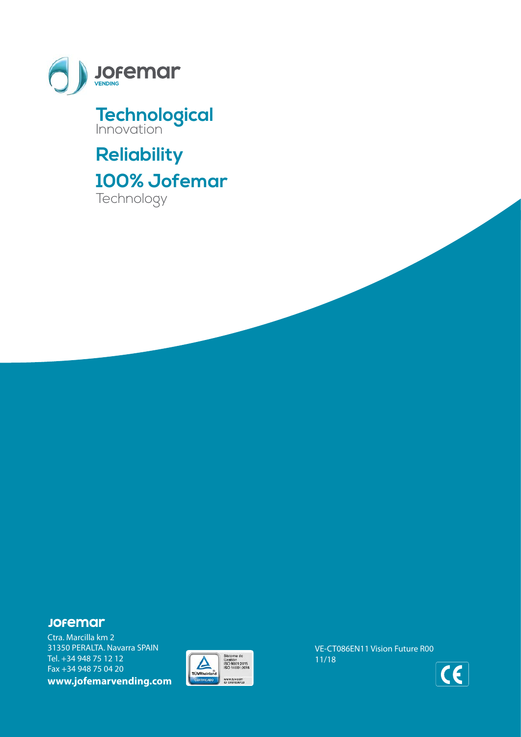Jofemar
VENDING

**Technological**
Innovation

**Reliability**

**100% Jofemar**
Technology

**Jofemar**

Ctra. Marcilla km 2
31350 PERALTA. Navarra SPAIN
Tel. +34 948 75 12 12
Fax +34 948 75 04 20
**www.jofemarvending.com**

Sistema de Gestión
ISO 9001:2015
ISO 14001:2015
TÜVRheinland
CERTIFICADO
www.tuv.com
ID 0910106723

VE-CT086EN11 Vision Future R00
11/18

CE